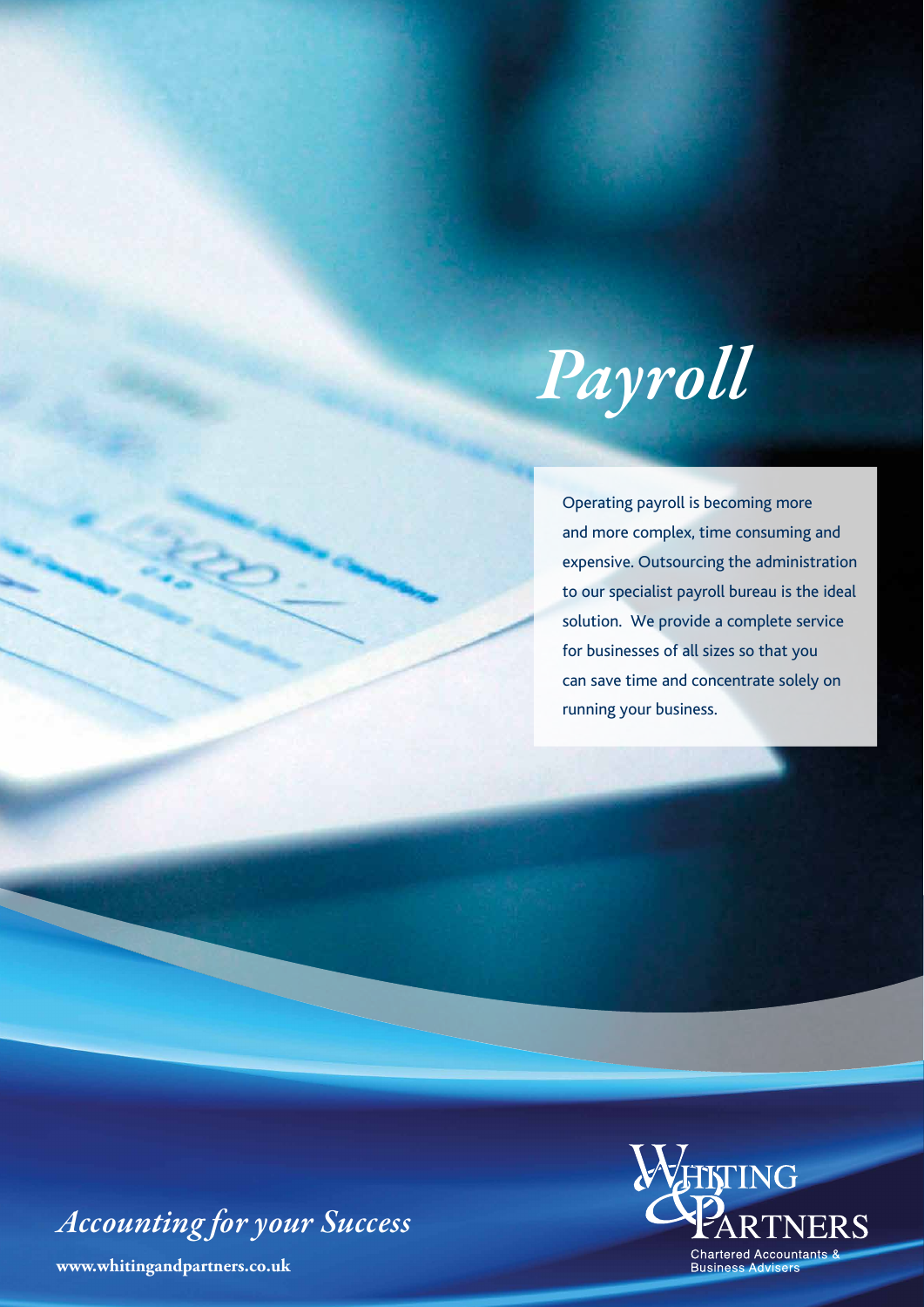# *Payroll*

Operating payroll is becoming more and more complex, time consuming and expensive. Outsourcing the administration to our specialist payroll bureau is the ideal solution. We provide a complete service for businesses of all sizes so that you can save time and concentrate solely on running your business.

*Accounting for your Success*

**www.whitingandpartners.co.uk**

WHITING & PARTNERS

Chartered Accountants & Business Advisers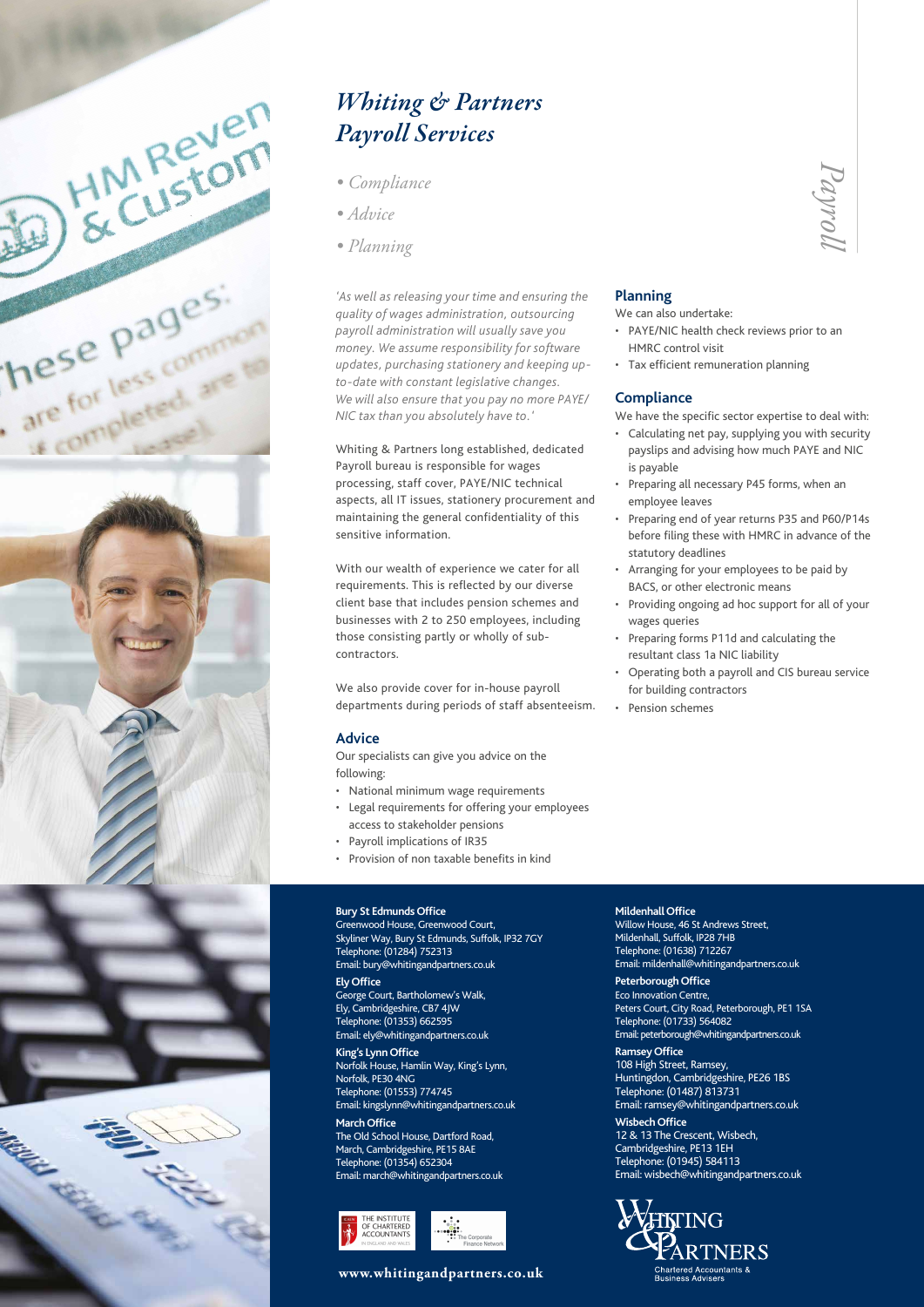# *Whiting & Partners Payroll Services*

- *Compliance*
- *Advice*
- *Planning*

*Payroll*

*'As well as releasing your time and ensuring the quality of wages administration, outsourcing payroll administration will usually save you money. We assume responsibility for software updates, purchasing stationery and keeping up-to-date with constant legislative changes. We will also ensure that you pay no more PAYE/NIC tax than you absolutely have to.'*

Whiting & Partners long established, dedicated Payroll bureau is responsible for wages processing, staff cover, PAYE/NIC technical aspects, all IT issues, stationery procurement and maintaining the general confidentiality of this sensitive information.

With our wealth of experience we cater for all requirements. This is reflected by our diverse client base that includes pension schemes and businesses with 2 to 250 employees, including those consisting partly or wholly of sub-contractors.

We also provide cover for in-house payroll departments during periods of staff absenteeism.

## Advice

Our specialists can give you advice on the following:

- National minimum wage requirements
- Legal requirements for offering your employees access to stakeholder pensions
- Payroll implications of IR35
- Provision of non taxable benefits in kind

## Planning

We can also undertake:

- PAYE/NIC health check reviews prior to an HMRC control visit
- Tax efficient remuneration planning

## Compliance

We have the specific sector expertise to deal with:

- Calculating net pay, supplying you with security payslips and advising how much PAYE and NIC is payable
- Preparing all necessary P45 forms, when an employee leaves
- Preparing end of year returns P35 and P60/P14s before filing these with HMRC in advance of the statutory deadlines
- Arranging for your employees to be paid by BACS, or other electronic means
- Providing ongoing ad hoc support for all of your wages queries
- Preparing forms P11d and calculating the resultant class 1a NIC liability
- Operating both a payroll and CIS bureau service for building contractors
- Pension schemes

**Bury St Edmunds Office**
Greenwood House, Greenwood Court,
Skyliner Way, Bury St Edmunds, Suffolk, IP32 7GY
Telephone: (01284) 752313
Email: bury@whitingandpartners.co.uk

**Ely Office**
George Court, Bartholomew's Walk,
Ely, Cambridgeshire, CB7 4JW
Telephone: (01353) 662595
Email: ely@whitingandpartners.co.uk

**King's Lynn Office**
Norfolk House, Hamlin Way, King's Lynn,
Norfolk, PE30 4NG
Telephone: (01553) 774745
Email: kingslynn@whitingandpartners.co.uk

**March Office**
The Old School House, Dartford Road,
March, Cambridgeshire, PE15 8AE
Telephone: (01354) 652304
Email: march@whitingandpartners.co.uk

**Mildenhall Office**
Willow House, 46 St Andrews Street,
Mildenhall, Suffolk, IP28 7HB
Telephone: (01638) 712267
Email: mildenhall@whitingandpartners.co.uk

**Peterborough Office**
Eco Innovation Centre,
Peters Court, City Road, Peterborough, PE1 1SA
Telephone: (01733) 564082
Email: peterborough@whitingandpartners.co.uk

**Ramsey Office**
108 High Street, Ramsey,
Huntingdon, Cambridgeshire, PE26 1BS
Telephone: (01487) 813731
Email: ramsey@whitingandpartners.co.uk

**Wisbech Office**
12 & 13 The Crescent, Wisbech,
Cambridgeshire, PE13 1EH
Telephone: (01945) 584113
Email: wisbech@whitingandpartners.co.uk

The Institute of Chartered Accountants in England and Wales

The Corporate Finance Network

**www.whitingandpartners.co.uk**

Whiting & Partners
Chartered Accountants & Business Advisers